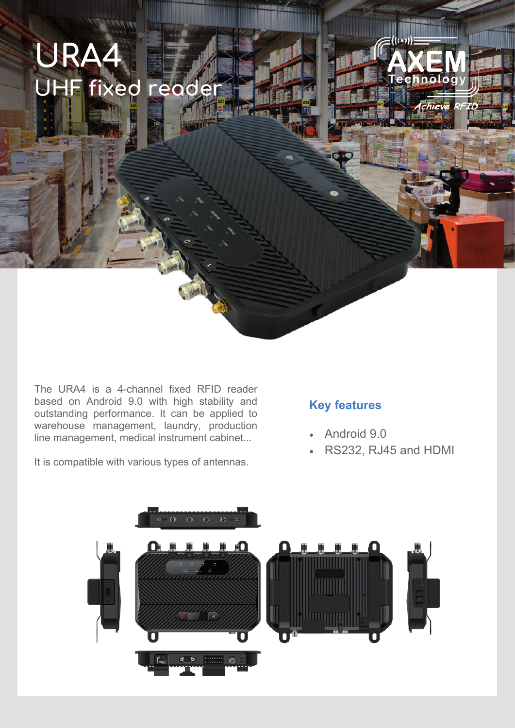# URA4

## UHF fixed reader

AXEM Technology

*Achieve RFID*

The URA4 is a 4-channel fixed RFID reader based on Android 9.0 with high stability and outstanding performance. It can be applied to warehouse management, laundry, production line management, medical instrument cabinet...

It is compatible with various types of antennas.

### Key features

- Android 9.0
- RS232, RJ45 and HDMI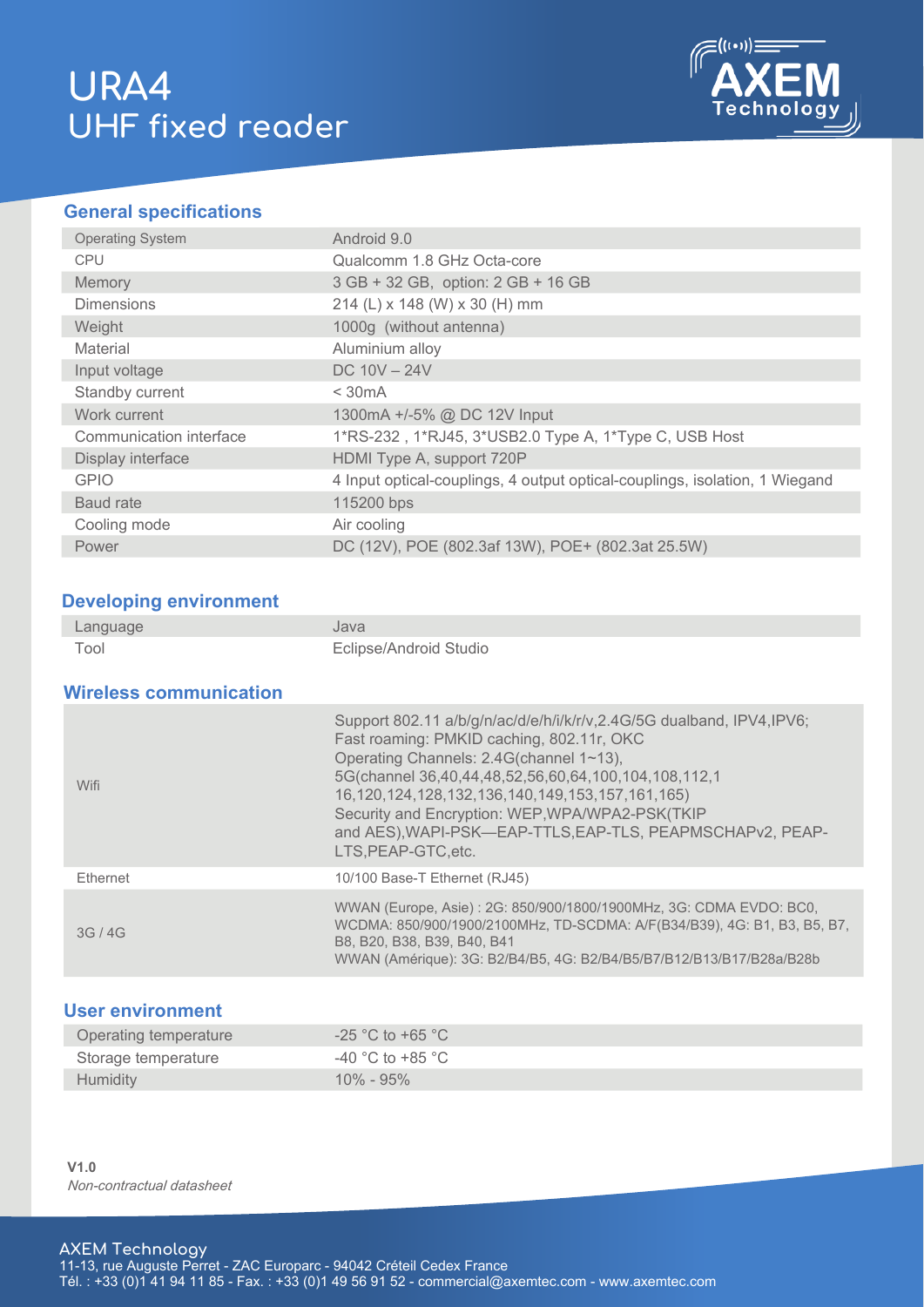# URA4
# UHF fixed reader

## General specifications

| | |
|---|---|
| Operating System | Android 9.0 |
| CPU | Qualcomm 1.8 GHz Octa-core |
| Memory | 3 GB + 32 GB, option: 2 GB + 16 GB |
| Dimensions | 214 (L) x 148 (W) x 30 (H) mm |
| Weight | 1000g (without antenna) |
| Material | Aluminium alloy |
| Input voltage | DC 10V – 24V |
| Standby current | < 30mA |
| Work current | 1300mA +/-5% @ DC 12V Input |
| Communication interface | 1*RS-232 , 1*RJ45, 3*USB2.0 Type A, 1*Type C, USB Host |
| Display interface | HDMI Type A, support 720P |
| GPIO | 4 Input optical-couplings, 4 output optical-couplings, isolation, 1 Wiegand |
| Baud rate | 115200 bps |
| Cooling mode | Air cooling |
| Power | DC (12V), POE (802.3af 13W), POE+ (802.3at 25.5W) |

## Developing environment

| | |
|---|---|
| Language | Java |
| Tool | Eclipse/Android Studio |

## Wireless communication

| | |
|---|---|
| Wifi | Support 802.11 a/b/g/n/ac/d/e/h/i/k/r/v,2.4G/5G dualband, IPV4,IPV6; Fast roaming: PMKID caching, 802.11r, OKC Operating Channels: 2.4G(channel 1~13), 5G(channel 36,40,44,48,52,56,60,64,100,104,108,112,116,120,124,128,132,136,140,149,153,157,161,165) Security and Encryption: WEP,WPA/WPA2-PSK(TKIP and AES),WAPI-PSK—EAP-TTLS,EAP-TLS, PEAPMSCHAPv2, PEAP-LTS,PEAP-GTC,etc. |
| Ethernet | 10/100 Base-T Ethernet (RJ45) |
| 3G / 4G | WWAN (Europe, Asie) : 2G: 850/900/1800/1900MHz, 3G: CDMA EVDO: BC0, WCDMA: 850/900/1900/2100MHz, TD-SCDMA: A/F(B34/B39), 4G: B1, B3, B5, B7, B8, B20, B38, B39, B40, B41 WWAN (Amérique): 3G: B2/B4/B5, 4G: B2/B4/B5/B7/B12/B13/B17/B28a/B28b |

## User environment

| | |
|---|---|
| Operating temperature | -25 °C to +65 °C |
| Storage temperature | -40 °C to +85 °C |
| Humidity | 10% - 95% |

**V1.0**
*Non-contractual datasheet*

AXEM Technology
11-13, rue Auguste Perret - ZAC Europarc - 94042 Créteil Cedex France
Tél. : +33 (0)1 41 94 11 85 - Fax. : +33 (0)1 49 56 91 52 - commercial@axemtec.com - www.axemtec.com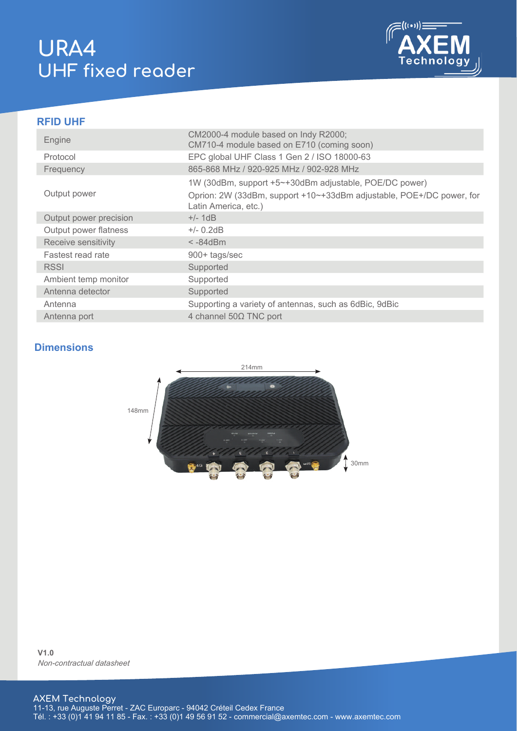# URA4
## UHF fixed reader

### RFID UHF

| | |
|---|---|
| Engine | CM2000-4 module based on Indy R2000; CM710-4 module based on E710 (coming soon) |
| Protocol | EPC global UHF Class 1 Gen 2 / ISO 18000-63 |
| Frequency | 865-868 MHz / 920-925 MHz / 902-928 MHz |
| Output power | 1W (30dBm, support +5~+30dBm adjustable, POE/DC power)<br>Oprion: 2W (33dBm, support +10~+33dBm adjustable, POE+/DC power, for Latin America, etc.) |
| Output power precision | +/- 1dB |
| Output power flatness | +/- 0.2dB |
| Receive sensitivity | < -84dBm |
| Fastest read rate | 900+ tags/sec |
| RSSI | Supported |
| Ambient temp monitor | Supported |
| Antenna detector | Supported |
| Antenna | Supporting a variety of antennas, such as 6dBic, 9dBic |
| Antenna port | 4 channel 50Ω TNC port |

### Dimensions

214mm

148mm

30mm

**V1.0**
*Non-contractual datasheet*

AXEM Technology
11-13, rue Auguste Perret - ZAC Europarc - 94042 Créteil Cedex France
Tél. : +33 (0)1 41 94 11 85 - Fax. : +33 (0)1 49 56 91 52 - commercial@axemtec.com - www.axemtec.com